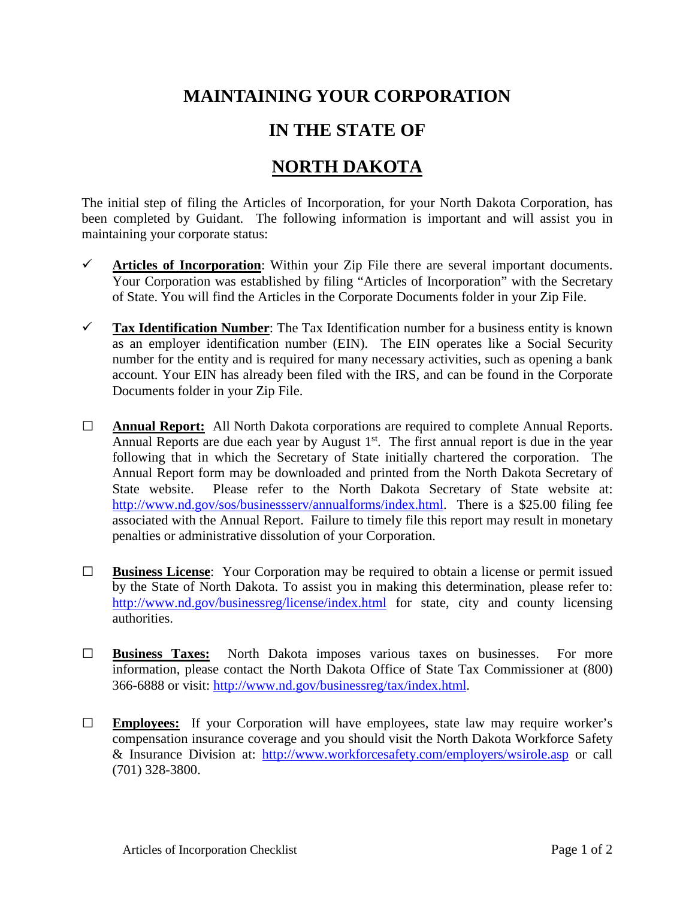# MAINTAINING YOUR CORPORATION

# IN THE STATE OF

# NORTH DAKOTA

The initial step of filing the Articles of Incorporation, for your North Dakota Corporation, has been completed by Guidant. The following information is important and will assist you in maintaining your corporate status:

- ✓ **Articles of Incorporation**: Within your Zip File there are several important documents. Your Corporation was established by filing "Articles of Incorporation" with the Secretary of State. You will find the Articles in the Corporate Documents folder in your Zip File.

- ✓ **Tax Identification Number**: The Tax Identification number for a business entity is known as an employer identification number (EIN). The EIN operates like a Social Security number for the entity and is required for many necessary activities, such as opening a bank account. Your EIN has already been filed with the IRS, and can be found in the Corporate Documents folder in your Zip File.

- ☐ **Annual Report:** All North Dakota corporations are required to complete Annual Reports. Annual Reports are due each year by August 1st. The first annual report is due in the year following that in which the Secretary of State initially chartered the corporation. The Annual Report form may be downloaded and printed from the North Dakota Secretary of State website. Please refer to the North Dakota Secretary of State website at: http://www.nd.gov/sos/businessserv/annualforms/index.html. There is a $25.00 filing fee associated with the Annual Report. Failure to timely file this report may result in monetary penalties or administrative dissolution of your Corporation.

- ☐ **Business License**: Your Corporation may be required to obtain a license or permit issued by the State of North Dakota. To assist you in making this determination, please refer to: http://www.nd.gov/businessreg/license/index.html for state, city and county licensing authorities.

- ☐ **Business Taxes:** North Dakota imposes various taxes on businesses. For more information, please contact the North Dakota Office of State Tax Commissioner at (800) 366-6888 or visit: http://www.nd.gov/businessreg/tax/index.html.

- ☐ **Employees:** If your Corporation will have employees, state law may require worker's compensation insurance coverage and you should visit the North Dakota Workforce Safety & Insurance Division at: http://www.workforcesafety.com/employers/wsirole.asp or call (701) 328-3800.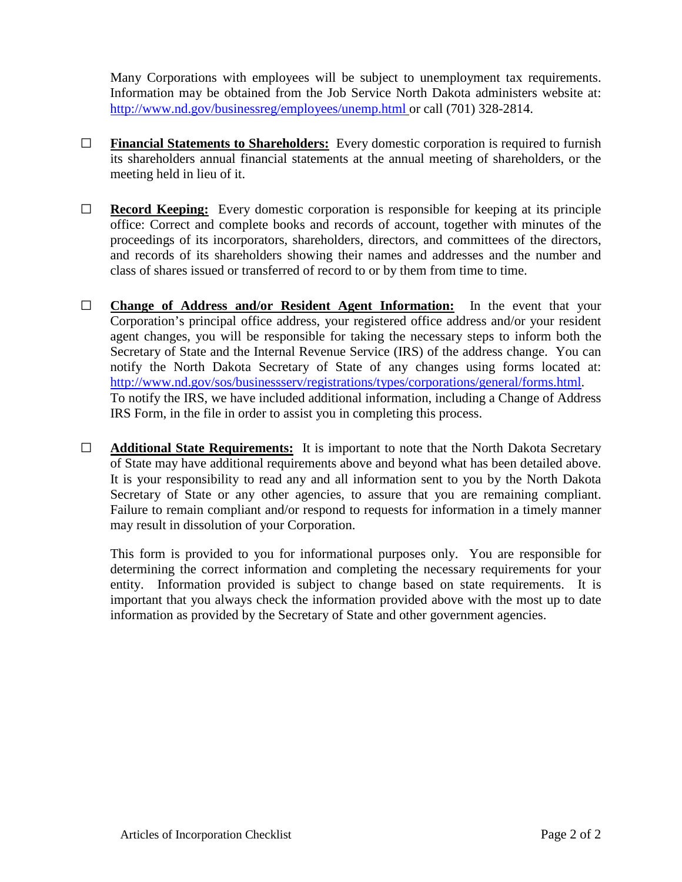Many Corporations with employees will be subject to unemployment tax requirements. Information may be obtained from the Job Service North Dakota administers website at: http://www.nd.gov/businessreg/employees/unemp.html or call (701) 328-2814.

☐ **Financial Statements to Shareholders:** Every domestic corporation is required to furnish its shareholders annual financial statements at the annual meeting of shareholders, or the meeting held in lieu of it.

☐ **Record Keeping:** Every domestic corporation is responsible for keeping at its principle office: Correct and complete books and records of account, together with minutes of the proceedings of its incorporators, shareholders, directors, and committees of the directors, and records of its shareholders showing their names and addresses and the number and class of shares issued or transferred of record to or by them from time to time.

☐ **Change of Address and/or Resident Agent Information:** In the event that your Corporation's principal office address, your registered office address and/or your resident agent changes, you will be responsible for taking the necessary steps to inform both the Secretary of State and the Internal Revenue Service (IRS) of the address change. You can notify the North Dakota Secretary of State of any changes using forms located at: http://www.nd.gov/sos/businessserv/registrations/types/corporations/general/forms.html. To notify the IRS, we have included additional information, including a Change of Address IRS Form, in the file in order to assist you in completing this process.

☐ **Additional State Requirements:** It is important to note that the North Dakota Secretary of State may have additional requirements above and beyond what has been detailed above. It is your responsibility to read any and all information sent to you by the North Dakota Secretary of State or any other agencies, to assure that you are remaining compliant. Failure to remain compliant and/or respond to requests for information in a timely manner may result in dissolution of your Corporation.

This form is provided to you for informational purposes only. You are responsible for determining the correct information and completing the necessary requirements for your entity. Information provided is subject to change based on state requirements. It is important that you always check the information provided above with the most up to date information as provided by the Secretary of State and other government agencies.